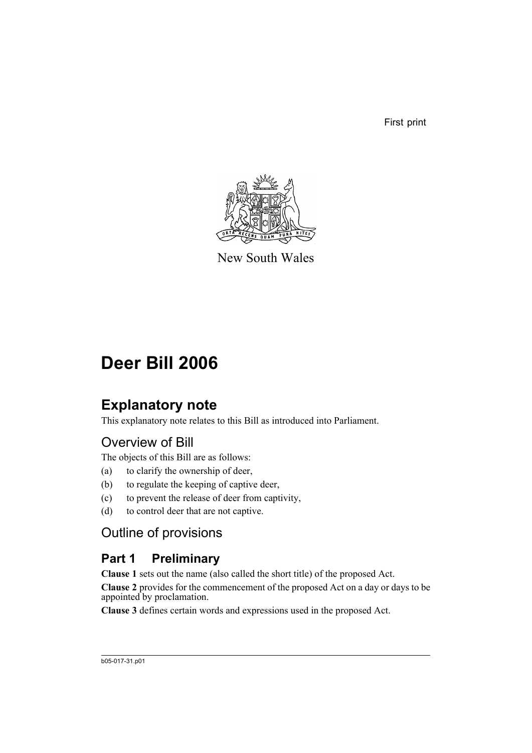First print

New South Wales

# Deer Bill 2006

## Explanatory note

This explanatory note relates to this Bill as introduced into Parliament.

## Overview of Bill

The objects of this Bill are as follows:

(a) to clarify the ownership of deer,

(b) to regulate the keeping of captive deer,

(c) to prevent the release of deer from captivity,

(d) to control deer that are not captive.

## Outline of provisions

### Part 1 Preliminary

**Clause 1** sets out the name (also called the short title) of the proposed Act.

**Clause 2** provides for the commencement of the proposed Act on a day or days to be appointed by proclamation.

**Clause 3** defines certain words and expressions used in the proposed Act.

b05-017-31.p01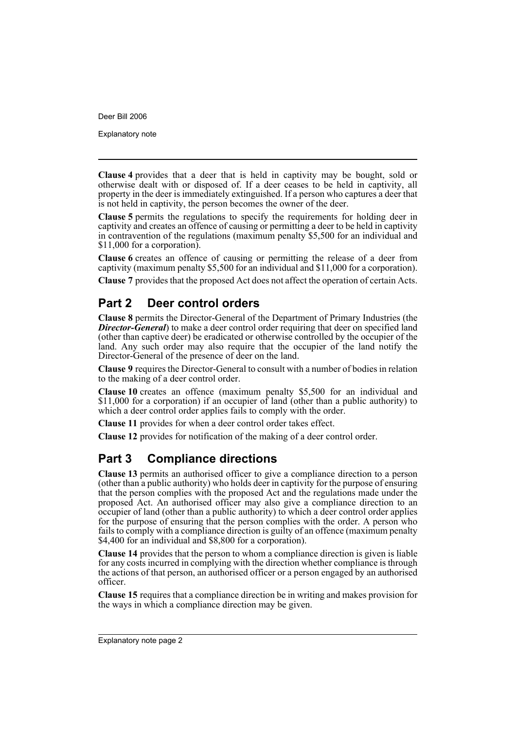**Clause 4** provides that a deer that is held in captivity may be bought, sold or otherwise dealt with or disposed of. If a deer ceases to be held in captivity, all property in the deer is immediately extinguished. If a person who captures a deer that is not held in captivity, the person becomes the owner of the deer.

**Clause 5** permits the regulations to specify the requirements for holding deer in captivity and creates an offence of causing or permitting a deer to be held in captivity in contravention of the regulations (maximum penalty $5,500 for an individual and $11,000 for a corporation).

**Clause 6** creates an offence of causing or permitting the release of a deer from captivity (maximum penalty $5,500 for an individual and $11,000 for a corporation).

**Clause 7** provides that the proposed Act does not affect the operation of certain Acts.

## Part 2 Deer control orders

**Clause 8** permits the Director-General of the Department of Primary Industries (the ***Director-General***) to make a deer control order requiring that deer on specified land (other than captive deer) be eradicated or otherwise controlled by the occupier of the land. Any such order may also require that the occupier of the land notify the Director-General of the presence of deer on the land.

**Clause 9** requires the Director-General to consult with a number of bodies in relation to the making of a deer control order.

**Clause 10** creates an offence (maximum penalty $5,500 for an individual and $11,000 for a corporation) if an occupier of land (other than a public authority) to which a deer control order applies fails to comply with the order.

**Clause 11** provides for when a deer control order takes effect.

**Clause 12** provides for notification of the making of a deer control order.

## Part 3 Compliance directions

**Clause 13** permits an authorised officer to give a compliance direction to a person (other than a public authority) who holds deer in captivity for the purpose of ensuring that the person complies with the proposed Act and the regulations made under the proposed Act. An authorised officer may also give a compliance direction to an occupier of land (other than a public authority) to which a deer control order applies for the purpose of ensuring that the person complies with the order. A person who fails to comply with a compliance direction is guilty of an offence (maximum penalty $4,400 for an individual and $8,800 for a corporation).

**Clause 14** provides that the person to whom a compliance direction is given is liable for any costs incurred in complying with the direction whether compliance is through the actions of that person, an authorised officer or a person engaged by an authorised officer.

**Clause 15** requires that a compliance direction be in writing and makes provision for the ways in which a compliance direction may be given.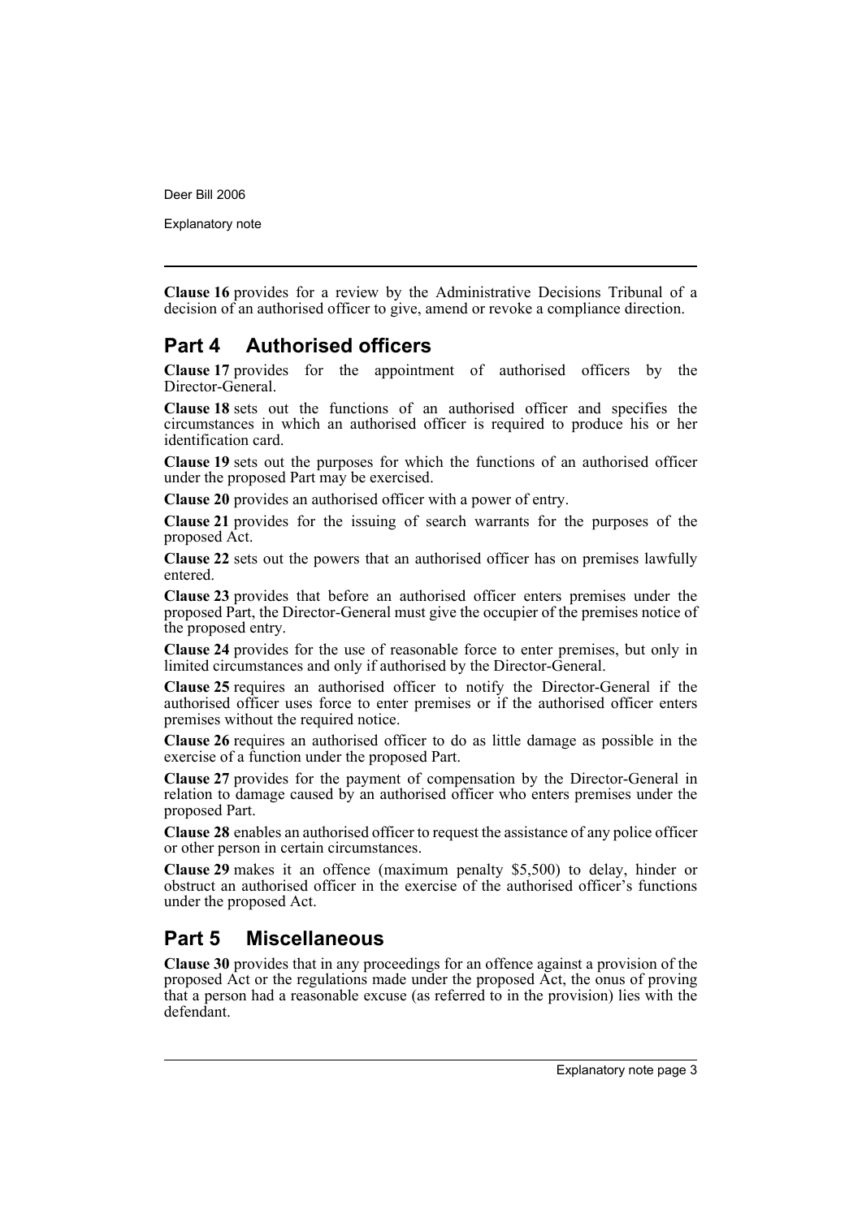**Clause 16** provides for a review by the Administrative Decisions Tribunal of a decision of an authorised officer to give, amend or revoke a compliance direction.

## Part 4 Authorised officers

**Clause 17** provides for the appointment of authorised officers by the Director-General.

**Clause 18** sets out the functions of an authorised officer and specifies the circumstances in which an authorised officer is required to produce his or her identification card.

**Clause 19** sets out the purposes for which the functions of an authorised officer under the proposed Part may be exercised.

**Clause 20** provides an authorised officer with a power of entry.

**Clause 21** provides for the issuing of search warrants for the purposes of the proposed Act.

**Clause 22** sets out the powers that an authorised officer has on premises lawfully entered.

**Clause 23** provides that before an authorised officer enters premises under the proposed Part, the Director-General must give the occupier of the premises notice of the proposed entry.

**Clause 24** provides for the use of reasonable force to enter premises, but only in limited circumstances and only if authorised by the Director-General.

**Clause 25** requires an authorised officer to notify the Director-General if the authorised officer uses force to enter premises or if the authorised officer enters premises without the required notice.

**Clause 26** requires an authorised officer to do as little damage as possible in the exercise of a function under the proposed Part.

**Clause 27** provides for the payment of compensation by the Director-General in relation to damage caused by an authorised officer who enters premises under the proposed Part.

**Clause 28** enables an authorised officer to request the assistance of any police officer or other person in certain circumstances.

**Clause 29** makes it an offence (maximum penalty $5,500) to delay, hinder or obstruct an authorised officer in the exercise of the authorised officer's functions under the proposed Act.

## Part 5 Miscellaneous

**Clause 30** provides that in any proceedings for an offence against a provision of the proposed Act or the regulations made under the proposed Act, the onus of proving that a person had a reasonable excuse (as referred to in the provision) lies with the defendant.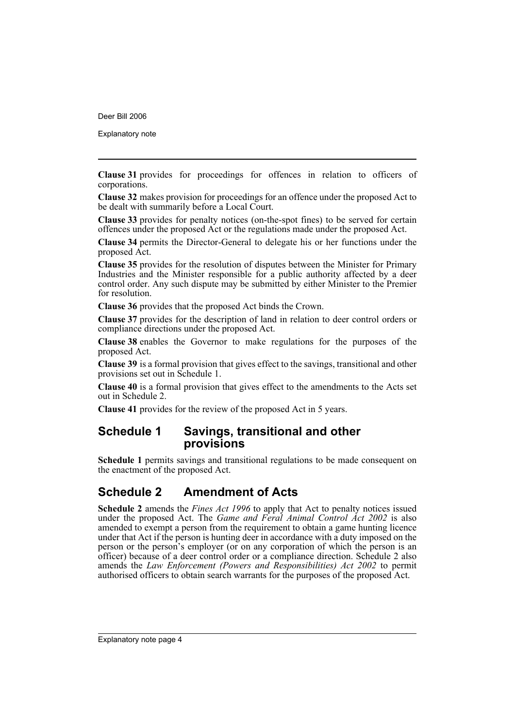**Clause 31** provides for proceedings for offences in relation to officers of corporations.

**Clause 32** makes provision for proceedings for an offence under the proposed Act to be dealt with summarily before a Local Court.

**Clause 33** provides for penalty notices (on-the-spot fines) to be served for certain offences under the proposed Act or the regulations made under the proposed Act.

**Clause 34** permits the Director-General to delegate his or her functions under the proposed Act.

**Clause 35** provides for the resolution of disputes between the Minister for Primary Industries and the Minister responsible for a public authority affected by a deer control order. Any such dispute may be submitted by either Minister to the Premier for resolution.

**Clause 36** provides that the proposed Act binds the Crown.

**Clause 37** provides for the description of land in relation to deer control orders or compliance directions under the proposed Act.

**Clause 38** enables the Governor to make regulations for the purposes of the proposed Act.

**Clause 39** is a formal provision that gives effect to the savings, transitional and other provisions set out in Schedule 1.

**Clause 40** is a formal provision that gives effect to the amendments to the Acts set out in Schedule 2.

**Clause 41** provides for the review of the proposed Act in 5 years.

## Schedule 1 Savings, transitional and other provisions

**Schedule 1** permits savings and transitional regulations to be made consequent on the enactment of the proposed Act.

## Schedule 2 Amendment of Acts

**Schedule 2** amends the *Fines Act 1996* to apply that Act to penalty notices issued under the proposed Act. The *Game and Feral Animal Control Act 2002* is also amended to exempt a person from the requirement to obtain a game hunting licence under that Act if the person is hunting deer in accordance with a duty imposed on the person or the person's employer (or on any corporation of which the person is an officer) because of a deer control order or a compliance direction. Schedule 2 also amends the *Law Enforcement (Powers and Responsibilities) Act 2002* to permit authorised officers to obtain search warrants for the purposes of the proposed Act.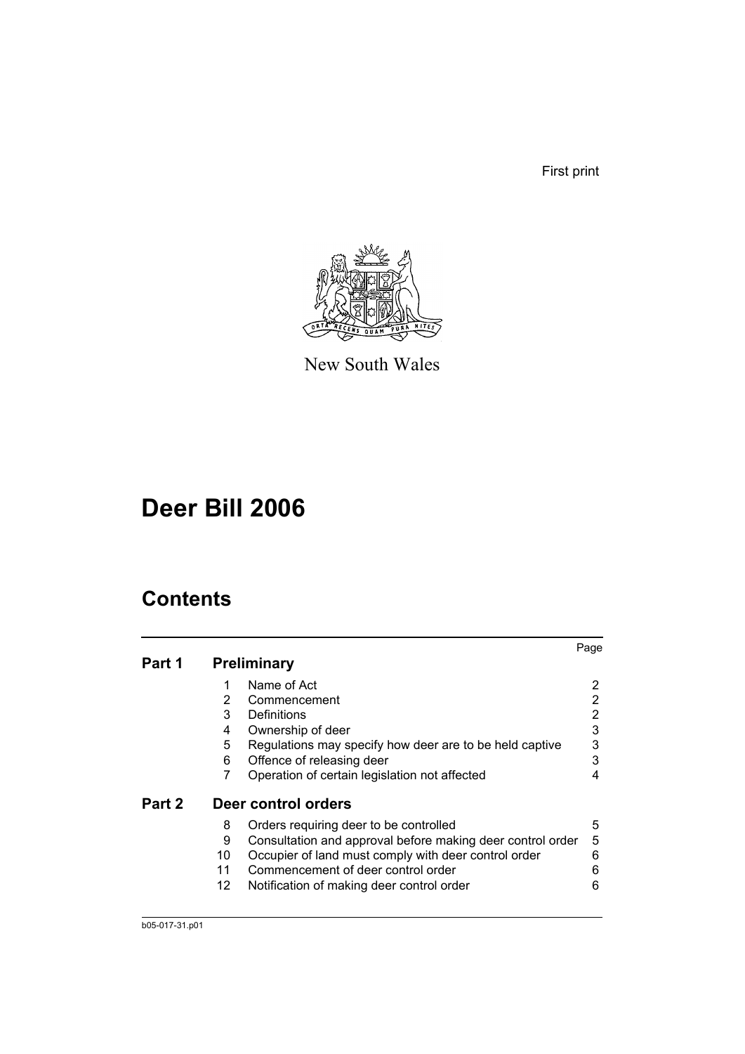First print

New South Wales

# Deer Bill 2006

## Contents

| | | | Page |
|---|---|---|---|
| **Part 1** | **Preliminary** | | |
| | 1 | Name of Act | 2 |
| | 2 | Commencement | 2 |
| | 3 | Definitions | 2 |
| | 4 | Ownership of deer | 3 |
| | 5 | Regulations may specify how deer are to be held captive | 3 |
| | 6 | Offence of releasing deer | 3 |
| | 7 | Operation of certain legislation not affected | 4 |
| **Part 2** | **Deer control orders** | | |
| | 8 | Orders requiring deer to be controlled | 5 |
| | 9 | Consultation and approval before making deer control order | 5 |
| | 10 | Occupier of land must comply with deer control order | 6 |
| | 11 | Commencement of deer control order | 6 |
| | 12 | Notification of making deer control order | 6 |

b05-017-31.p01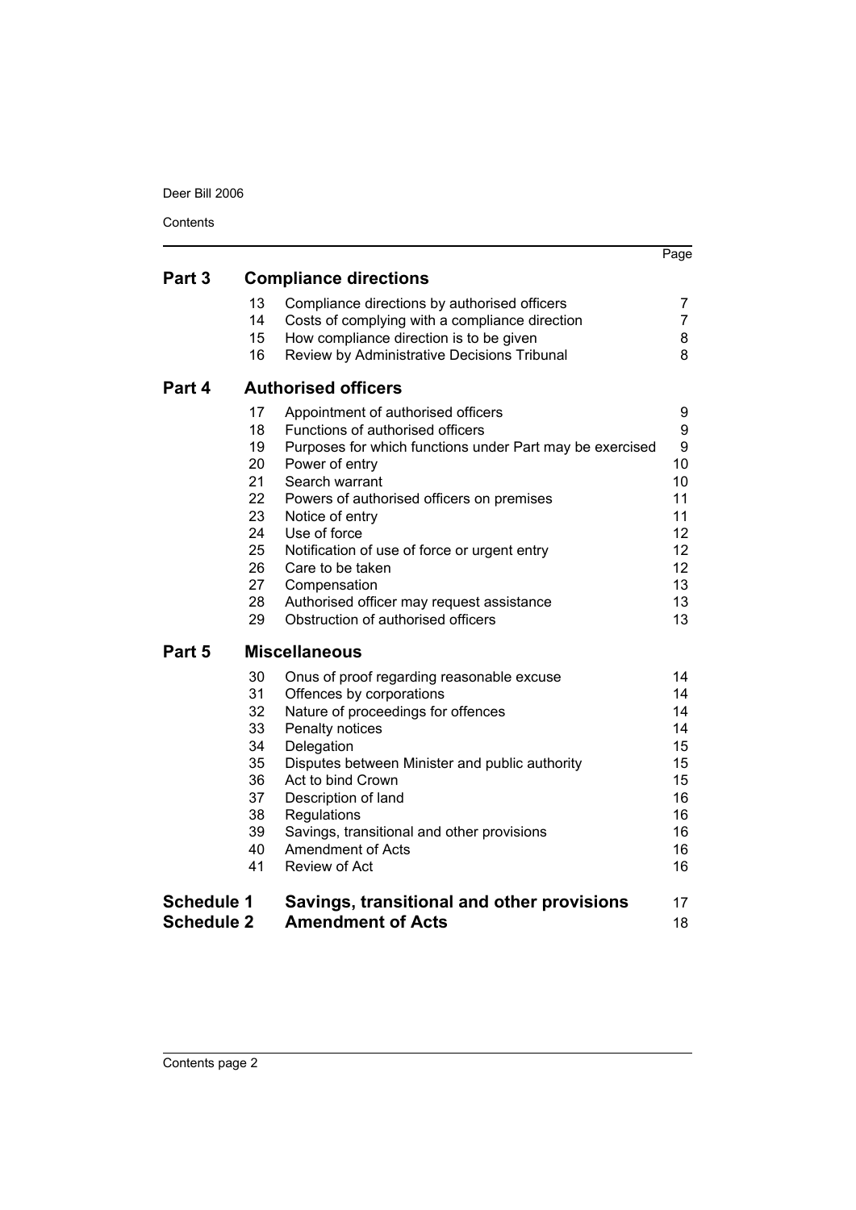| | | | Page |
|---|---|---|---|
| **Part 3** | | **Compliance directions** | |
| | 13 | Compliance directions by authorised officers | 7 |
| | 14 | Costs of complying with a compliance direction | 7 |
| | 15 | How compliance direction is to be given | 8 |
| | 16 | Review by Administrative Decisions Tribunal | 8 |
| **Part 4** | | **Authorised officers** | |
| | 17 | Appointment of authorised officers | 9 |
| | 18 | Functions of authorised officers | 9 |
| | 19 | Purposes for which functions under Part may be exercised | 9 |
| | 20 | Power of entry | 10 |
| | 21 | Search warrant | 10 |
| | 22 | Powers of authorised officers on premises | 11 |
| | 23 | Notice of entry | 11 |
| | 24 | Use of force | 12 |
| | 25 | Notification of use of force or urgent entry | 12 |
| | 26 | Care to be taken | 12 |
| | 27 | Compensation | 13 |
| | 28 | Authorised officer may request assistance | 13 |
| | 29 | Obstruction of authorised officers | 13 |
| **Part 5** | | **Miscellaneous** | |
| | 30 | Onus of proof regarding reasonable excuse | 14 |
| | 31 | Offences by corporations | 14 |
| | 32 | Nature of proceedings for offences | 14 |
| | 33 | Penalty notices | 14 |
| | 34 | Delegation | 15 |
| | 35 | Disputes between Minister and public authority | 15 |
| | 36 | Act to bind Crown | 15 |
| | 37 | Description of land | 16 |
| | 38 | Regulations | 16 |
| | 39 | Savings, transitional and other provisions | 16 |
| | 40 | Amendment of Acts | 16 |
| | 41 | Review of Act | 16 |
| **Schedule 1** | | **Savings, transitional and other provisions** | 17 |
| **Schedule 2** | | **Amendment of Acts** | 18 |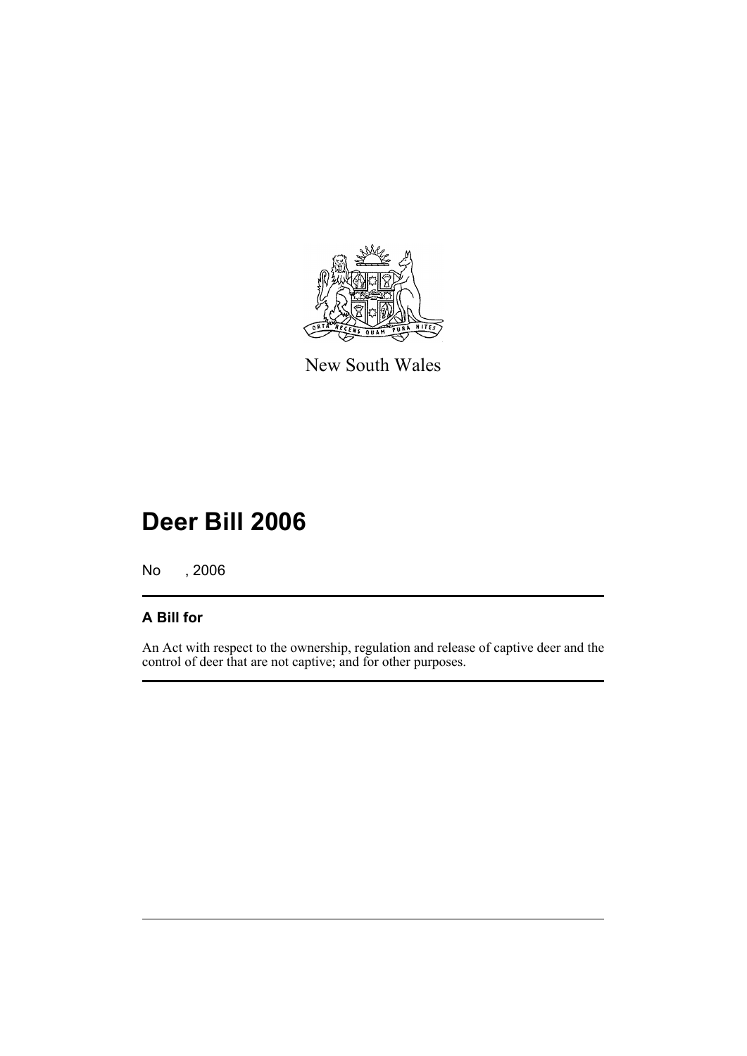New South Wales

# Deer Bill 2006

No , 2006

## A Bill for

An Act with respect to the ownership, regulation and release of captive deer and the control of deer that are not captive; and for other purposes.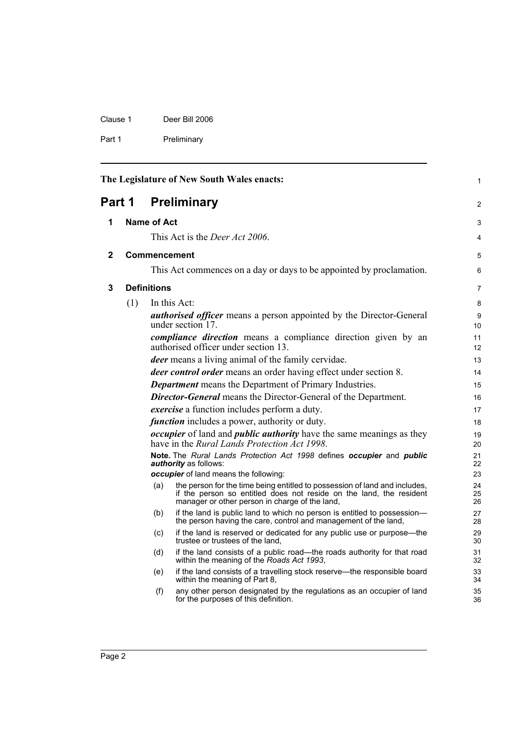The Legislature of New South Wales enacts:

# Part 1 Preliminary

## 1 Name of Act

This Act is the *Deer Act 2006*.

## 2 Commencement

This Act commences on a day or days to be appointed by proclamation.

## 3 Definitions

(1) In this Act:

***authorised officer*** means a person appointed by the Director-General under section 17.

***compliance direction*** means a compliance direction given by an authorised officer under section 13.

***deer*** means a living animal of the family cervidae.

***deer control order*** means an order having effect under section 8.

***Department*** means the Department of Primary Industries.

***Director-General*** means the Director-General of the Department.

***exercise*** a function includes perform a duty.

***function*** includes a power, authority or duty.

***occupier*** of land and ***public authority*** have the same meanings as they have in the *Rural Lands Protection Act 1998*.

**Note.** The *Rural Lands Protection Act 1998* defines ***occupier*** and ***public authority*** as follows:

***occupier*** of land means the following:

(a) the person for the time being entitled to possession of land and includes, if the person so entitled does not reside on the land, the resident manager or other person in charge of the land,

(b) if the land is public land to which no person is entitled to possession—the person having the care, control and management of the land,

(c) if the land is reserved or dedicated for any public use or purpose—the trustee or trustees of the land,

(d) if the land consists of a public road—the roads authority for that road within the meaning of the *Roads Act 1993*,

(e) if the land consists of a travelling stock reserve—the responsible board within the meaning of Part 8,

(f) any other person designated by the regulations as an occupier of land for the purposes of this definition.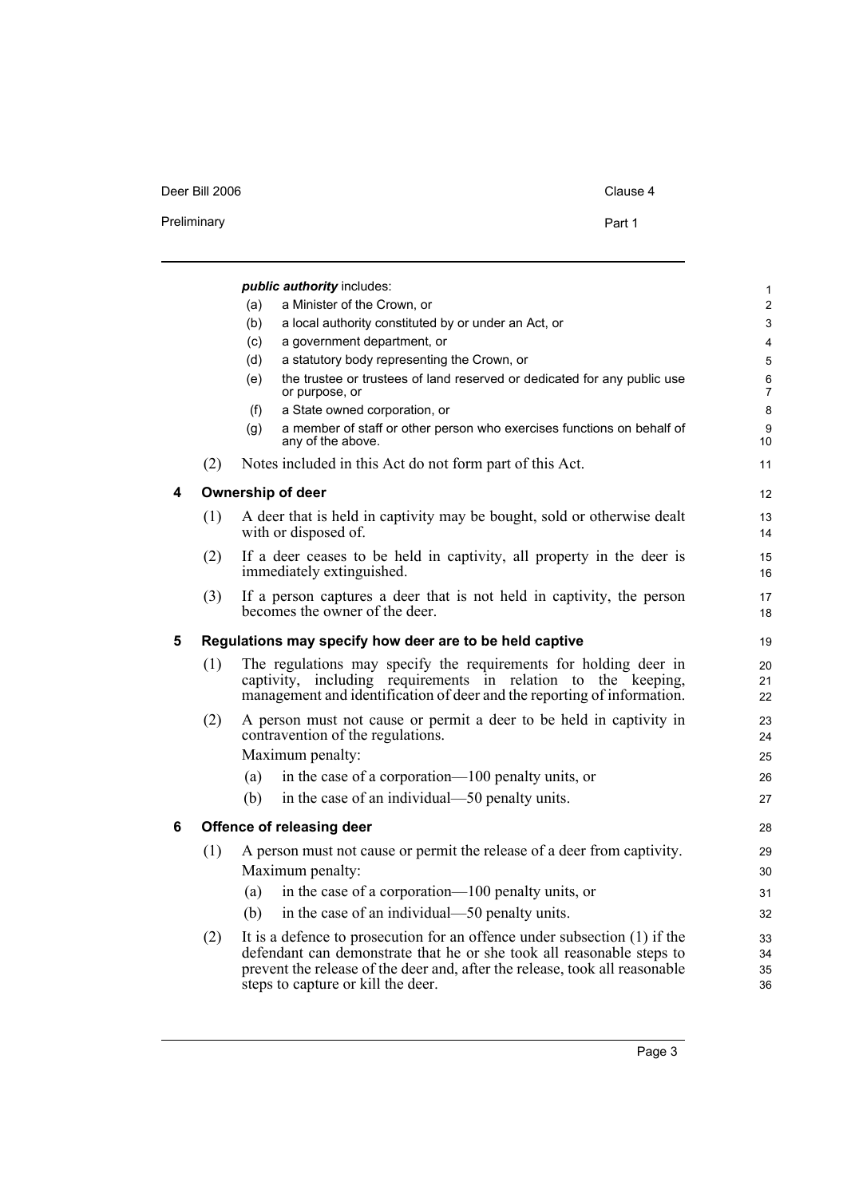***public authority*** includes:

(a) a Minister of the Crown, or

(b) a local authority constituted by or under an Act, or

(c) a government department, or

(d) a statutory body representing the Crown, or

(e) the trustee or trustees of land reserved or dedicated for any public use or purpose, or

(f) a State owned corporation, or

(g) a member of staff or other person who exercises functions on behalf of any of the above.

(2) Notes included in this Act do not form part of this Act.

## 4 Ownership of deer

(1) A deer that is held in captivity may be bought, sold or otherwise dealt with or disposed of.

(2) If a deer ceases to be held in captivity, all property in the deer is immediately extinguished.

(3) If a person captures a deer that is not held in captivity, the person becomes the owner of the deer.

## 5 Regulations may specify how deer are to be held captive

(1) The regulations may specify the requirements for holding deer in captivity, including requirements in relation to the keeping, management and identification of deer and the reporting of information.

(2) A person must not cause or permit a deer to be held in captivity in contravention of the regulations.

Maximum penalty:

(a) in the case of a corporation—100 penalty units, or

(b) in the case of an individual—50 penalty units.

## 6 Offence of releasing deer

(1) A person must not cause or permit the release of a deer from captivity.

Maximum penalty:

(a) in the case of a corporation—100 penalty units, or

(b) in the case of an individual—50 penalty units.

(2) It is a defence to prosecution for an offence under subsection (1) if the defendant can demonstrate that he or she took all reasonable steps to prevent the release of the deer and, after the release, took all reasonable steps to capture or kill the deer.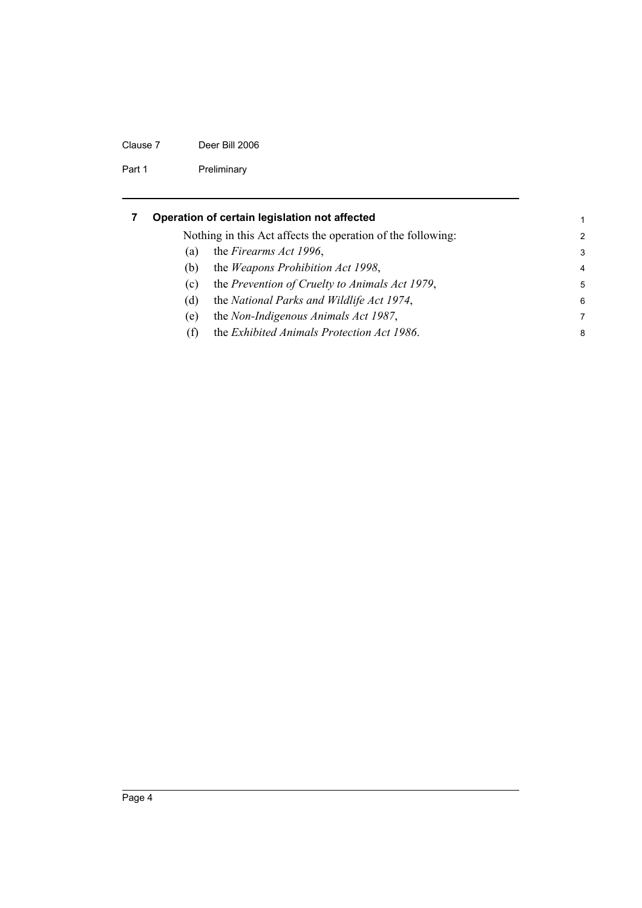## 7 Operation of certain legislation not affected

Nothing in this Act affects the operation of the following:

(a) the *Firearms Act 1996*,

(b) the *Weapons Prohibition Act 1998*,

(c) the *Prevention of Cruelty to Animals Act 1979*,

(d) the *National Parks and Wildlife Act 1974*,

(e) the *Non-Indigenous Animals Act 1987*,

(f) the *Exhibited Animals Protection Act 1986*.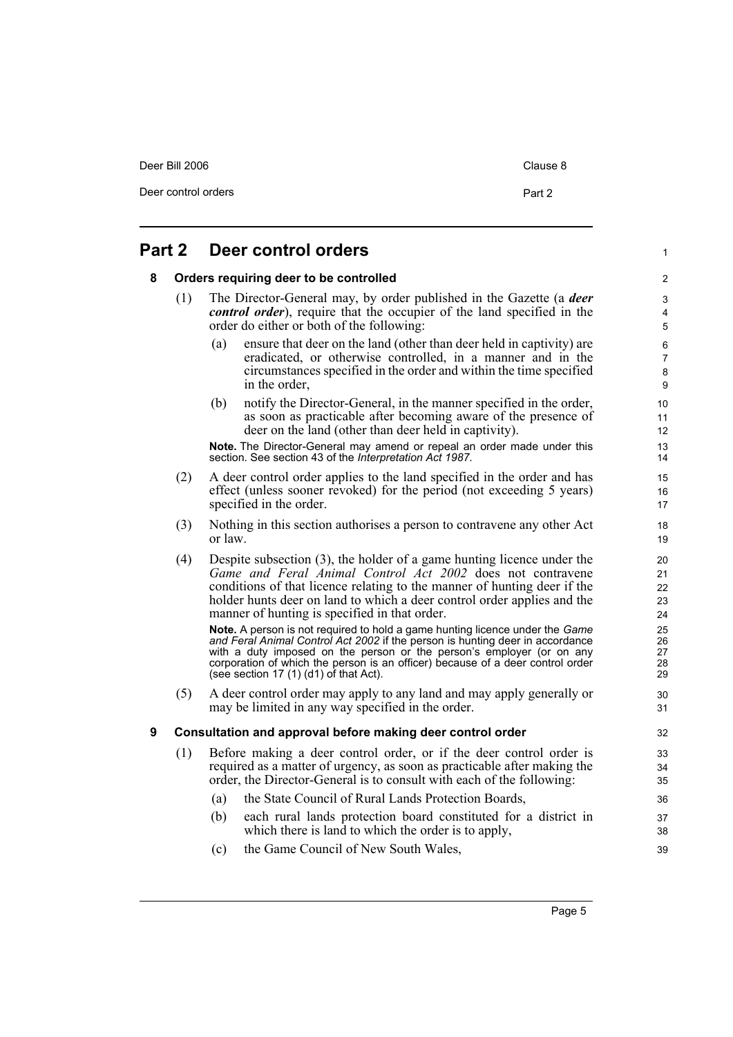# Part 2 Deer control orders

## 8 Orders requiring deer to be controlled

(1) The Director-General may, by order published in the Gazette (a ***deer control order***), require that the occupier of the land specified in the order do either or both of the following:

- (a) ensure that deer on the land (other than deer held in captivity) are eradicated, or otherwise controlled, in a manner and in the circumstances specified in the order and within the time specified in the order,
- (b) notify the Director-General, in the manner specified in the order, as soon as practicable after becoming aware of the presence of deer on the land (other than deer held in captivity).

**Note.** The Director-General may amend or repeal an order made under this section. See section 43 of the *Interpretation Act 1987*.

(2) A deer control order applies to the land specified in the order and has effect (unless sooner revoked) for the period (not exceeding 5 years) specified in the order.

(3) Nothing in this section authorises a person to contravene any other Act or law.

(4) Despite subsection (3), the holder of a game hunting licence under the *Game and Feral Animal Control Act 2002* does not contravene conditions of that licence relating to the manner of hunting deer if the holder hunts deer on land to which a deer control order applies and the manner of hunting is specified in that order.

**Note.** A person is not required to hold a game hunting licence under the *Game and Feral Animal Control Act 2002* if the person is hunting deer in accordance with a duty imposed on the person or the person's employer (or on any corporation of which the person is an officer) because of a deer control order (see section 17 (1) (d1) of that Act).

(5) A deer control order may apply to any land and may apply generally or may be limited in any way specified in the order.

## 9 Consultation and approval before making deer control order

(1) Before making a deer control order, or if the deer control order is required as a matter of urgency, as soon as practicable after making the order, the Director-General is to consult with each of the following:

- (a) the State Council of Rural Lands Protection Boards,
- (b) each rural lands protection board constituted for a district in which there is land to which the order is to apply,
- (c) the Game Council of New South Wales,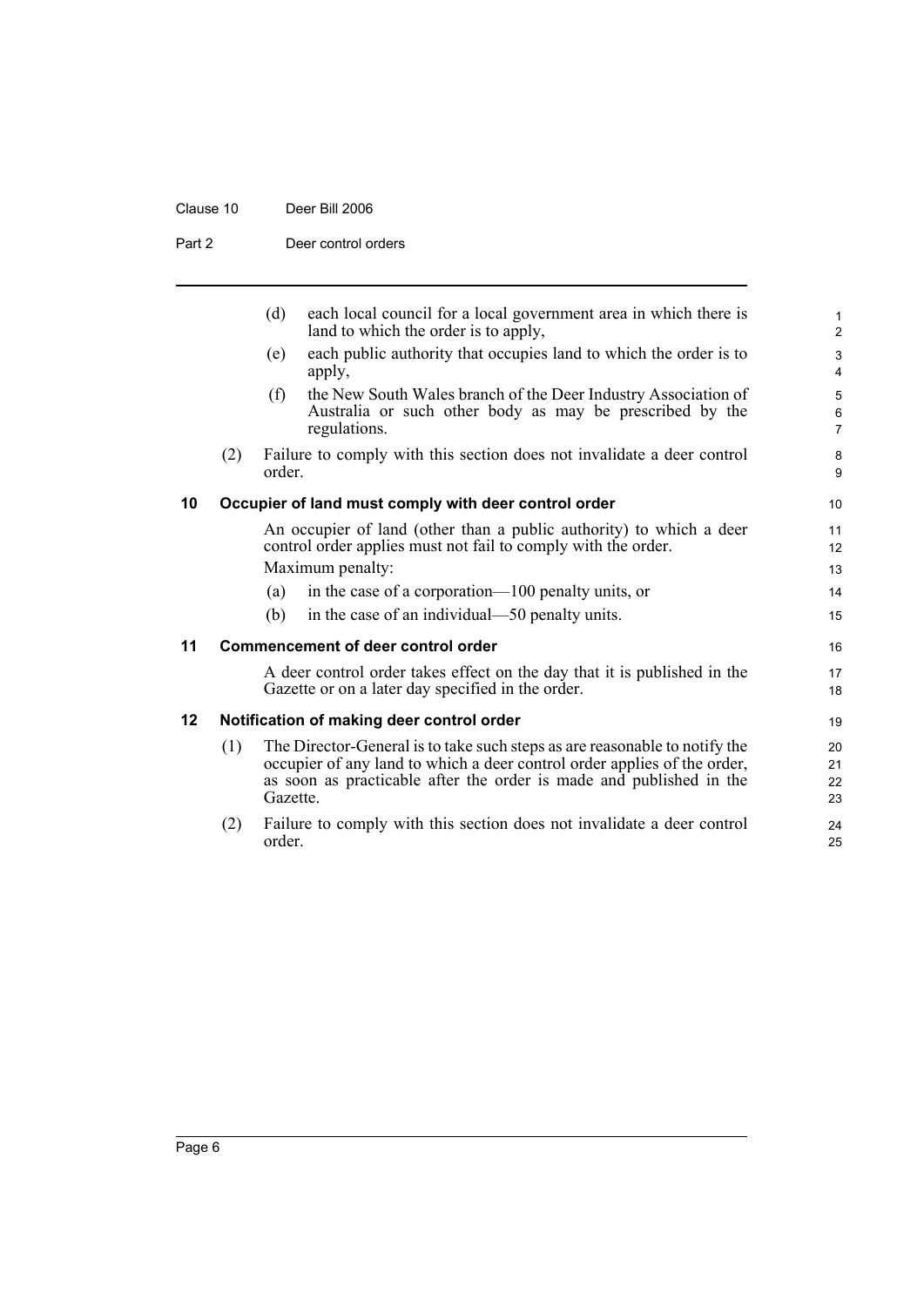(d) each local council for a local government area in which there is land to which the order is to apply,

(e) each public authority that occupies land to which the order is to apply,

(f) the New South Wales branch of the Deer Industry Association of Australia or such other body as may be prescribed by the regulations.

(2) Failure to comply with this section does not invalidate a deer control order.

### 10 Occupier of land must comply with deer control order

An occupier of land (other than a public authority) to which a deer control order applies must not fail to comply with the order.

Maximum penalty:

(a) in the case of a corporation—100 penalty units, or

(b) in the case of an individual—50 penalty units.

### 11 Commencement of deer control order

A deer control order takes effect on the day that it is published in the Gazette or on a later day specified in the order.

### 12 Notification of making deer control order

(1) The Director-General is to take such steps as are reasonable to notify the occupier of any land to which a deer control order applies of the order, as soon as practicable after the order is made and published in the Gazette.

(2) Failure to comply with this section does not invalidate a deer control order.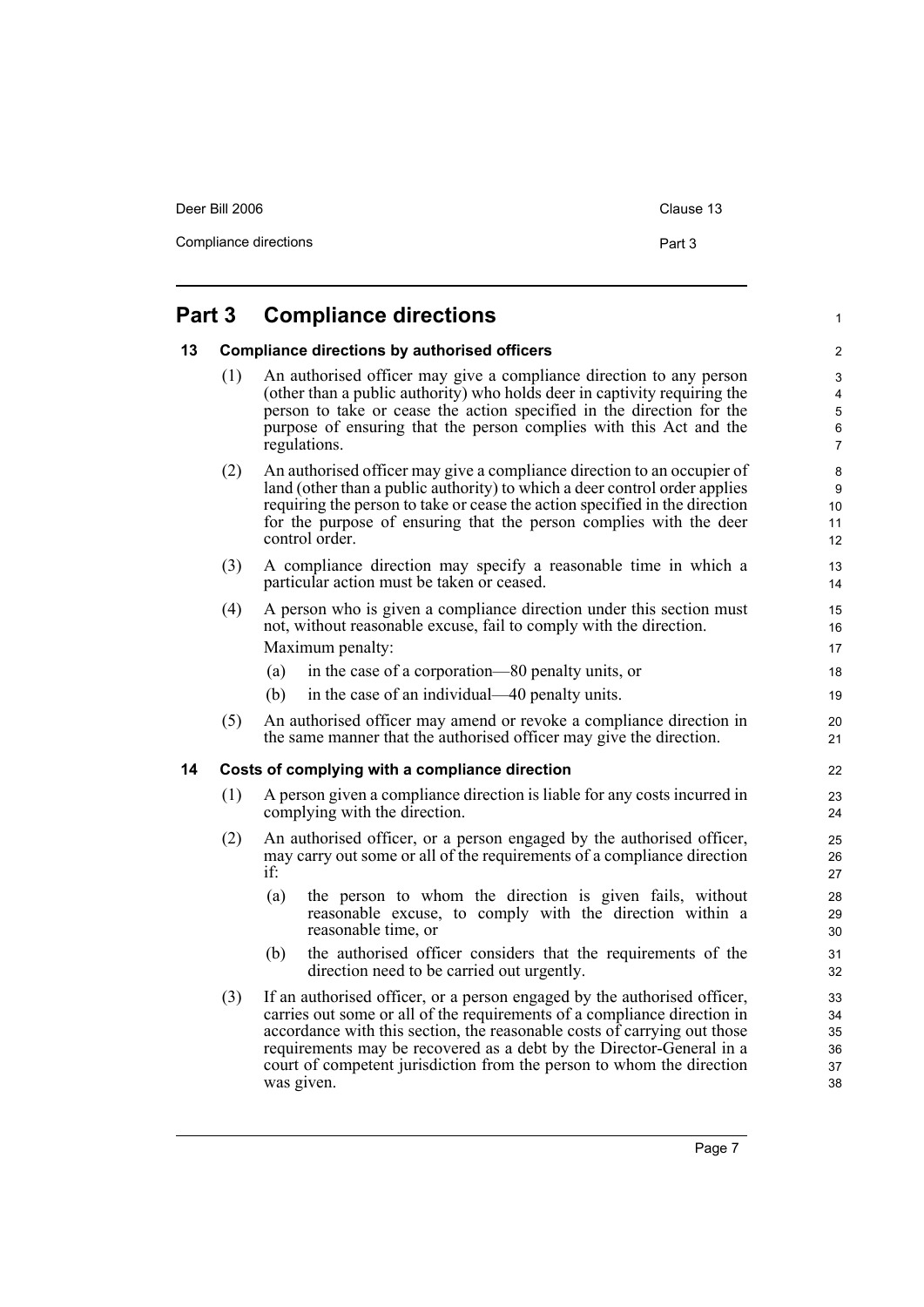# Part 3 Compliance directions

## 13 Compliance directions by authorised officers

(1) An authorised officer may give a compliance direction to any person (other than a public authority) who holds deer in captivity requiring the person to take or cease the action specified in the direction for the purpose of ensuring that the person complies with this Act and the regulations.

(2) An authorised officer may give a compliance direction to an occupier of land (other than a public authority) to which a deer control order applies requiring the person to take or cease the action specified in the direction for the purpose of ensuring that the person complies with the deer control order.

(3) A compliance direction may specify a reasonable time in which a particular action must be taken or ceased.

(4) A person who is given a compliance direction under this section must not, without reasonable excuse, fail to comply with the direction.

Maximum penalty:

(a) in the case of a corporation—80 penalty units, or

(b) in the case of an individual—40 penalty units.

(5) An authorised officer may amend or revoke a compliance direction in the same manner that the authorised officer may give the direction.

## 14 Costs of complying with a compliance direction

(1) A person given a compliance direction is liable for any costs incurred in complying with the direction.

(2) An authorised officer, or a person engaged by the authorised officer, may carry out some or all of the requirements of a compliance direction if:

(a) the person to whom the direction is given fails, without reasonable excuse, to comply with the direction within a reasonable time, or

(b) the authorised officer considers that the requirements of the direction need to be carried out urgently.

(3) If an authorised officer, or a person engaged by the authorised officer, carries out some or all of the requirements of a compliance direction in accordance with this section, the reasonable costs of carrying out those requirements may be recovered as a debt by the Director-General in a court of competent jurisdiction from the person to whom the direction was given.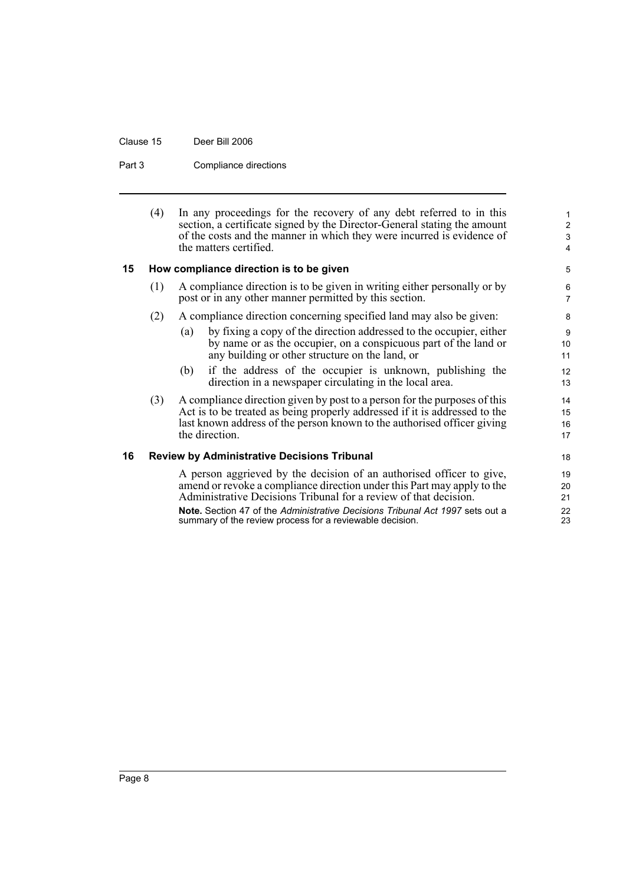(4) In any proceedings for the recovery of any debt referred to in this section, a certificate signed by the Director-General stating the amount of the costs and the manner in which they were incurred is evidence of the matters certified.

## 15 How compliance direction is to be given

(1) A compliance direction is to be given in writing either personally or by post or in any other manner permitted by this section.

(2) A compliance direction concerning specified land may also be given:

- (a) by fixing a copy of the direction addressed to the occupier, either by name or as the occupier, on a conspicuous part of the land or any building or other structure on the land, or
- (b) if the address of the occupier is unknown, publishing the direction in a newspaper circulating in the local area.

(3) A compliance direction given by post to a person for the purposes of this Act is to be treated as being properly addressed if it is addressed to the last known address of the person known to the authorised officer giving the direction.

## 16 Review by Administrative Decisions Tribunal

A person aggrieved by the decision of an authorised officer to give, amend or revoke a compliance direction under this Part may apply to the Administrative Decisions Tribunal for a review of that decision.

**Note.** Section 47 of the *Administrative Decisions Tribunal Act 1997* sets out a summary of the review process for a reviewable decision.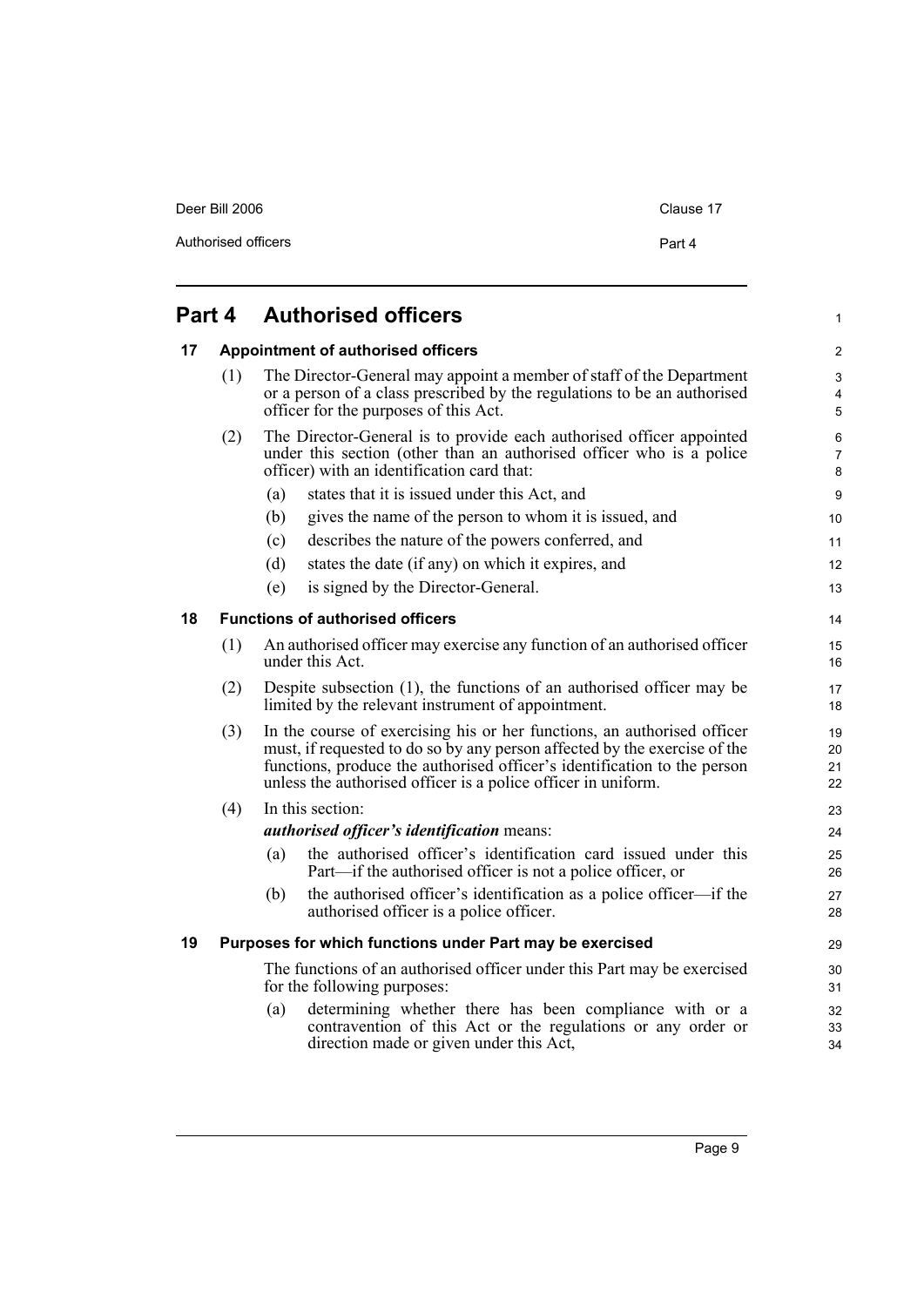# Part 4 Authorised officers

## 17 Appointment of authorised officers

(1) The Director-General may appoint a member of staff of the Department or a person of a class prescribed by the regulations to be an authorised officer for the purposes of this Act.

(2) The Director-General is to provide each authorised officer appointed under this section (other than an authorised officer who is a police officer) with an identification card that:

- (a) states that it is issued under this Act, and
- (b) gives the name of the person to whom it is issued, and
- (c) describes the nature of the powers conferred, and
- (d) states the date (if any) on which it expires, and
- (e) is signed by the Director-General.

## 18 Functions of authorised officers

(1) An authorised officer may exercise any function of an authorised officer under this Act.

(2) Despite subsection (1), the functions of an authorised officer may be limited by the relevant instrument of appointment.

(3) In the course of exercising his or her functions, an authorised officer must, if requested to do so by any person affected by the exercise of the functions, produce the authorised officer's identification to the person unless the authorised officer is a police officer in uniform.

(4) In this section:

***authorised officer's identification*** means:

- (a) the authorised officer's identification card issued under this Part—if the authorised officer is not a police officer, or
- (b) the authorised officer's identification as a police officer—if the authorised officer is a police officer.

## 19 Purposes for which functions under Part may be exercised

The functions of an authorised officer under this Part may be exercised for the following purposes:

- (a) determining whether there has been compliance with or a contravention of this Act or the regulations or any order or direction made or given under this Act,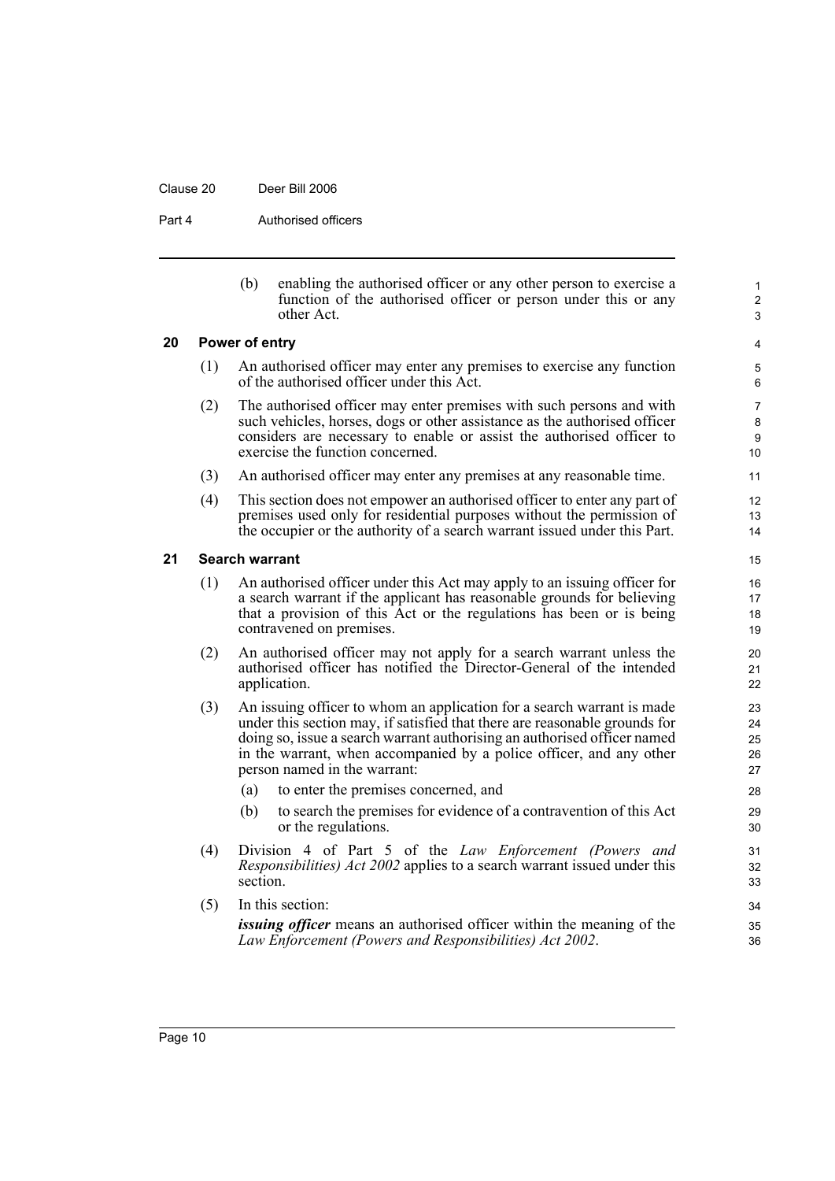(b) enabling the authorised officer or any other person to exercise a function of the authorised officer or person under this or any other Act.

### 20 Power of entry

(1) An authorised officer may enter any premises to exercise any function of the authorised officer under this Act.

(2) The authorised officer may enter premises with such persons and with such vehicles, horses, dogs or other assistance as the authorised officer considers are necessary to enable or assist the authorised officer to exercise the function concerned.

(3) An authorised officer may enter any premises at any reasonable time.

(4) This section does not empower an authorised officer to enter any part of premises used only for residential purposes without the permission of the occupier or the authority of a search warrant issued under this Part.

### 21 Search warrant

(1) An authorised officer under this Act may apply to an issuing officer for a search warrant if the applicant has reasonable grounds for believing that a provision of this Act or the regulations has been or is being contravened on premises.

(2) An authorised officer may not apply for a search warrant unless the authorised officer has notified the Director-General of the intended application.

(3) An issuing officer to whom an application for a search warrant is made under this section may, if satisfied that there are reasonable grounds for doing so, issue a search warrant authorising an authorised officer named in the warrant, when accompanied by a police officer, and any other person named in the warrant:

(a) to enter the premises concerned, and

(b) to search the premises for evidence of a contravention of this Act or the regulations.

(4) Division 4 of Part 5 of the *Law Enforcement (Powers and Responsibilities) Act 2002* applies to a search warrant issued under this section.

(5) In this section:

***issuing officer*** means an authorised officer within the meaning of the *Law Enforcement (Powers and Responsibilities) Act 2002*.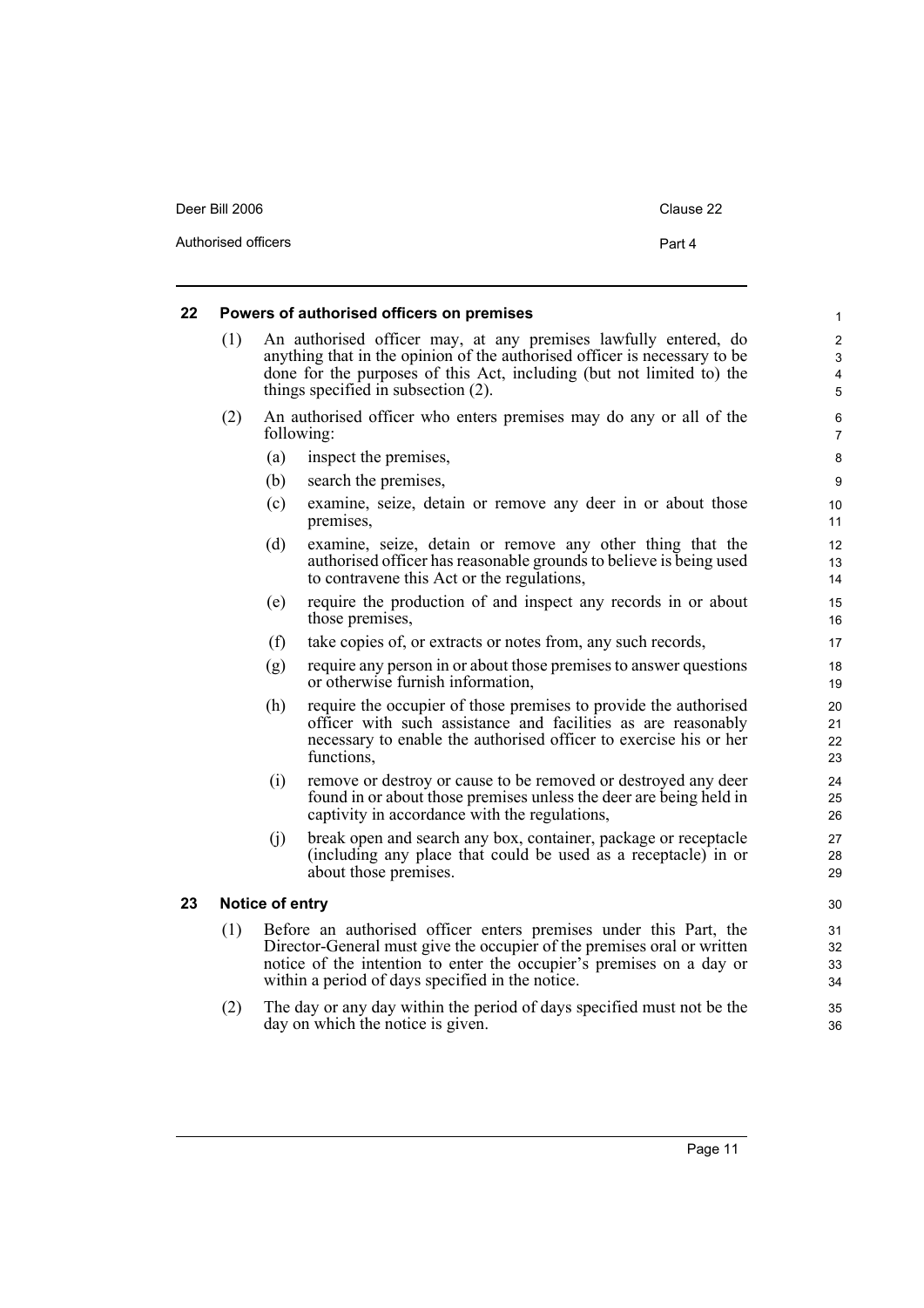## 22 Powers of authorised officers on premises

(1) An authorised officer may, at any premises lawfully entered, do anything that in the opinion of the authorised officer is necessary to be done for the purposes of this Act, including (but not limited to) the things specified in subsection (2).

(2) An authorised officer who enters premises may do any or all of the following:

- (a) inspect the premises,
- (b) search the premises,
- (c) examine, seize, detain or remove any deer in or about those premises,
- (d) examine, seize, detain or remove any other thing that the authorised officer has reasonable grounds to believe is being used to contravene this Act or the regulations,
- (e) require the production of and inspect any records in or about those premises,
- (f) take copies of, or extracts or notes from, any such records,
- (g) require any person in or about those premises to answer questions or otherwise furnish information,
- (h) require the occupier of those premises to provide the authorised officer with such assistance and facilities as are reasonably necessary to enable the authorised officer to exercise his or her functions,
- (i) remove or destroy or cause to be removed or destroyed any deer found in or about those premises unless the deer are being held in captivity in accordance with the regulations,
- (j) break open and search any box, container, package or receptacle (including any place that could be used as a receptacle) in or about those premises.

## 23 Notice of entry

(1) Before an authorised officer enters premises under this Part, the Director-General must give the occupier of the premises oral or written notice of the intention to enter the occupier's premises on a day or within a period of days specified in the notice.

(2) The day or any day within the period of days specified must not be the day on which the notice is given.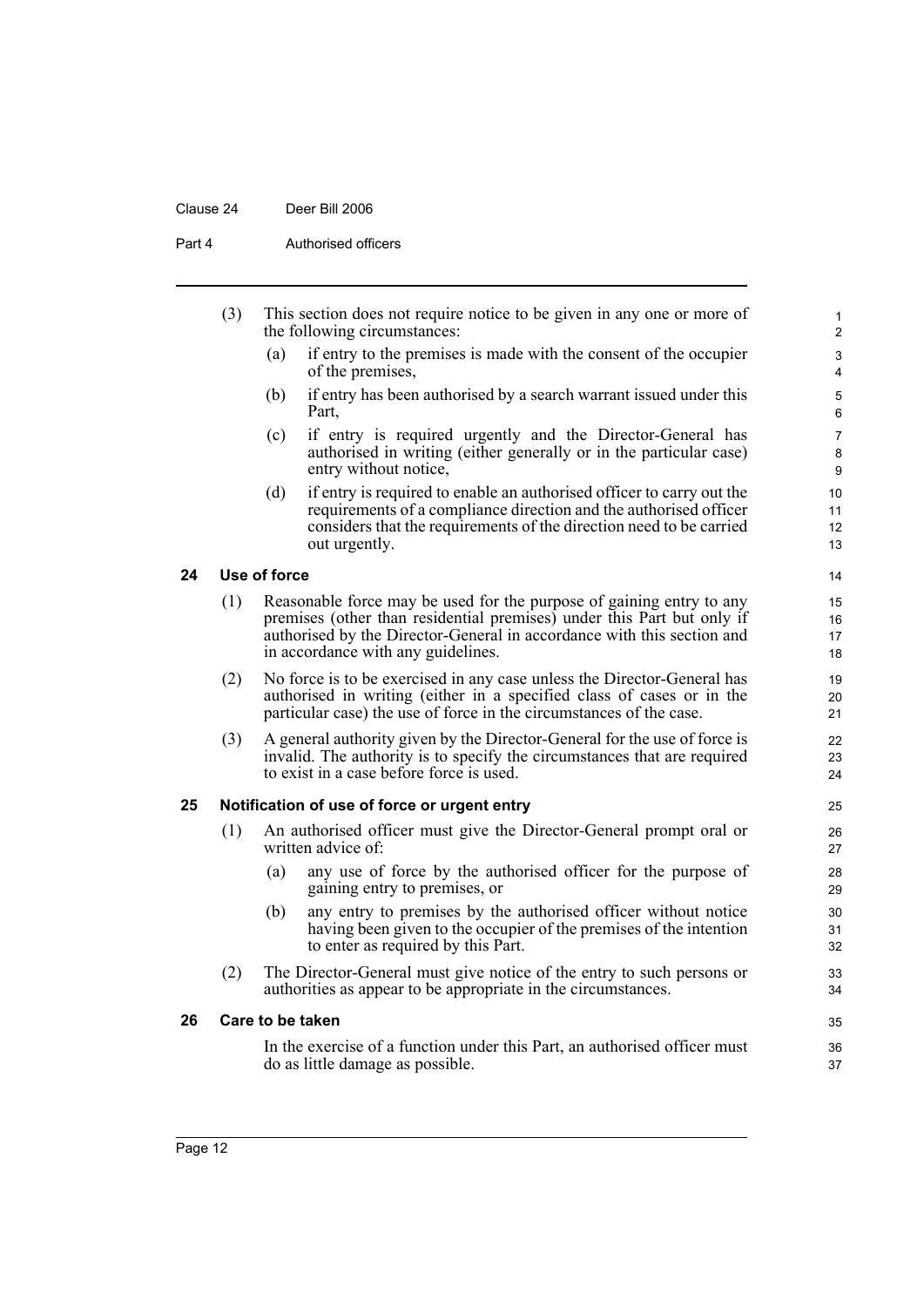(3) This section does not require notice to be given in any one or more of the following circumstances:

   (a) if entry to the premises is made with the consent of the occupier of the premises,

   (b) if entry has been authorised by a search warrant issued under this Part,

   (c) if entry is required urgently and the Director-General has authorised in writing (either generally or in the particular case) entry without notice,

   (d) if entry is required to enable an authorised officer to carry out the requirements of a compliance direction and the authorised officer considers that the requirements of the direction need to be carried out urgently.

### 24 Use of force

(1) Reasonable force may be used for the purpose of gaining entry to any premises (other than residential premises) under this Part but only if authorised by the Director-General in accordance with this section and in accordance with any guidelines.

(2) No force is to be exercised in any case unless the Director-General has authorised in writing (either in a specified class of cases or in the particular case) the use of force in the circumstances of the case.

(3) A general authority given by the Director-General for the use of force is invalid. The authority is to specify the circumstances that are required to exist in a case before force is used.

### 25 Notification of use of force or urgent entry

(1) An authorised officer must give the Director-General prompt oral or written advice of:

   (a) any use of force by the authorised officer for the purpose of gaining entry to premises, or

   (b) any entry to premises by the authorised officer without notice having been given to the occupier of the premises of the intention to enter as required by this Part.

(2) The Director-General must give notice of the entry to such persons or authorities as appear to be appropriate in the circumstances.

### 26 Care to be taken

In the exercise of a function under this Part, an authorised officer must do as little damage as possible.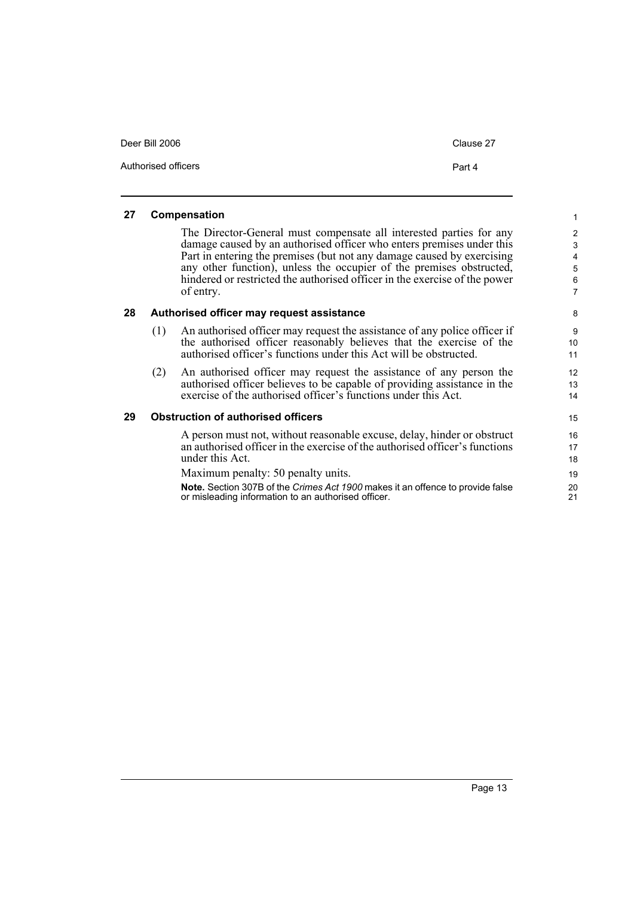### 27 Compensation

The Director-General must compensate all interested parties for any damage caused by an authorised officer who enters premises under this Part in entering the premises (but not any damage caused by exercising any other function), unless the occupier of the premises obstructed, hindered or restricted the authorised officer in the exercise of the power of entry.

### 28 Authorised officer may request assistance

(1) An authorised officer may request the assistance of any police officer if the authorised officer reasonably believes that the exercise of the authorised officer's functions under this Act will be obstructed.

(2) An authorised officer may request the assistance of any person the authorised officer believes to be capable of providing assistance in the exercise of the authorised officer's functions under this Act.

### 29 Obstruction of authorised officers

A person must not, without reasonable excuse, delay, hinder or obstruct an authorised officer in the exercise of the authorised officer's functions under this Act.

Maximum penalty: 50 penalty units.

**Note.** Section 307B of the *Crimes Act 1900* makes it an offence to provide false or misleading information to an authorised officer.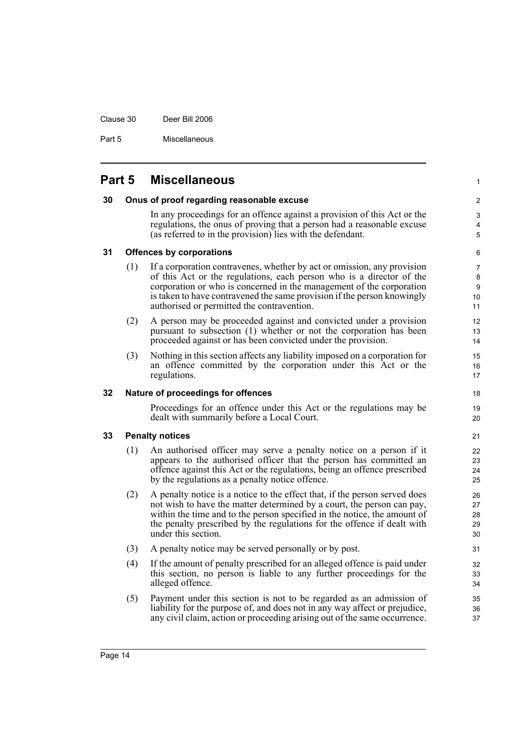## Part 5 Miscellaneous

### 30 Onus of proof regarding reasonable excuse

In any proceedings for an offence against a provision of this Act or the regulations, the onus of proving that a person had a reasonable excuse (as referred to in the provision) lies with the defendant.

### 31 Offences by corporations

(1) If a corporation contravenes, whether by act or omission, any provision of this Act or the regulations, each person who is a director of the corporation or who is concerned in the management of the corporation is taken to have contravened the same provision if the person knowingly authorised or permitted the contravention.

(2) A person may be proceeded against and convicted under a provision pursuant to subsection (1) whether or not the corporation has been proceeded against or has been convicted under the provision.

(3) Nothing in this section affects any liability imposed on a corporation for an offence committed by the corporation under this Act or the regulations.

### 32 Nature of proceedings for offences

Proceedings for an offence under this Act or the regulations may be dealt with summarily before a Local Court.

### 33 Penalty notices

(1) An authorised officer may serve a penalty notice on a person if it appears to the authorised officer that the person has committed an offence against this Act or the regulations, being an offence prescribed by the regulations as a penalty notice offence.

(2) A penalty notice is a notice to the effect that, if the person served does not wish to have the matter determined by a court, the person can pay, within the time and to the person specified in the notice, the amount of the penalty prescribed by the regulations for the offence if dealt with under this section.

(3) A penalty notice may be served personally or by post.

(4) If the amount of penalty prescribed for an alleged offence is paid under this section, no person is liable to any further proceedings for the alleged offence.

(5) Payment under this section is not to be regarded as an admission of liability for the purpose of, and does not in any way affect or prejudice, any civil claim, action or proceeding arising out of the same occurrence.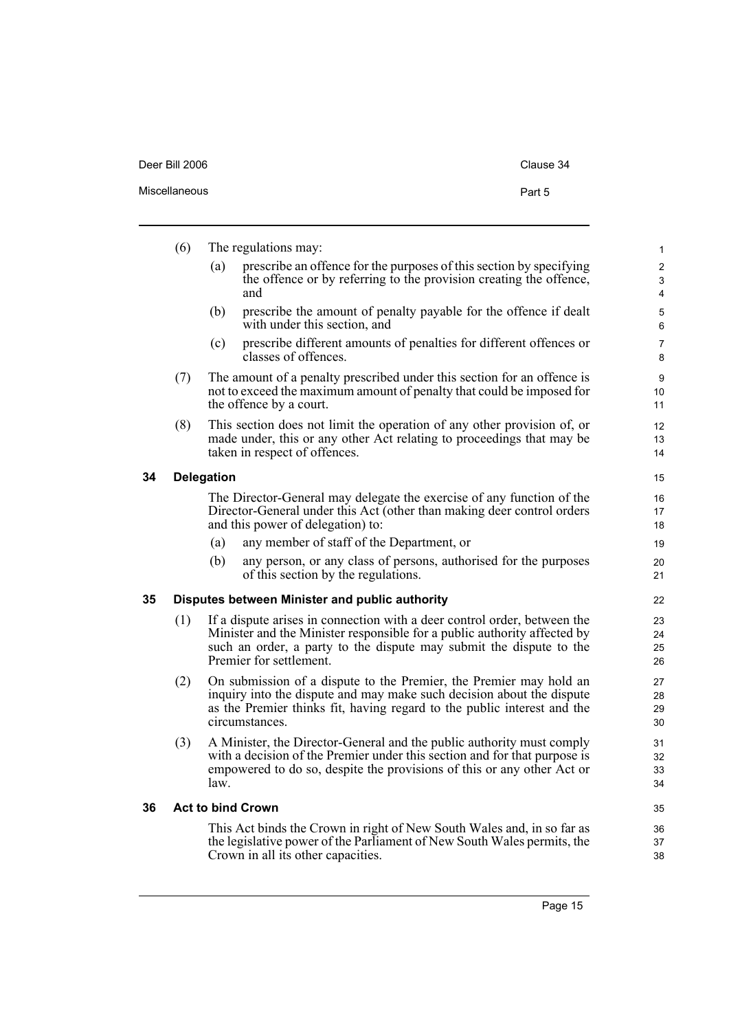(6) The regulations may:

(a) prescribe an offence for the purposes of this section by specifying the offence or by referring to the provision creating the offence, and

(b) prescribe the amount of penalty payable for the offence if dealt with under this section, and

(c) prescribe different amounts of penalties for different offences or classes of offences.

(7) The amount of a penalty prescribed under this section for an offence is not to exceed the maximum amount of penalty that could be imposed for the offence by a court.

(8) This section does not limit the operation of any other provision of, or made under, this or any other Act relating to proceedings that may be taken in respect of offences.

### 34 Delegation

The Director-General may delegate the exercise of any function of the Director-General under this Act (other than making deer control orders and this power of delegation) to:

(a) any member of staff of the Department, or

(b) any person, or any class of persons, authorised for the purposes of this section by the regulations.

### 35 Disputes between Minister and public authority

(1) If a dispute arises in connection with a deer control order, between the Minister and the Minister responsible for a public authority affected by such an order, a party to the dispute may submit the dispute to the Premier for settlement.

(2) On submission of a dispute to the Premier, the Premier may hold an inquiry into the dispute and may make such decision about the dispute as the Premier thinks fit, having regard to the public interest and the circumstances.

(3) A Minister, the Director-General and the public authority must comply with a decision of the Premier under this section and for that purpose is empowered to do so, despite the provisions of this or any other Act or law.

### 36 Act to bind Crown

This Act binds the Crown in right of New South Wales and, in so far as the legislative power of the Parliament of New South Wales permits, the Crown in all its other capacities.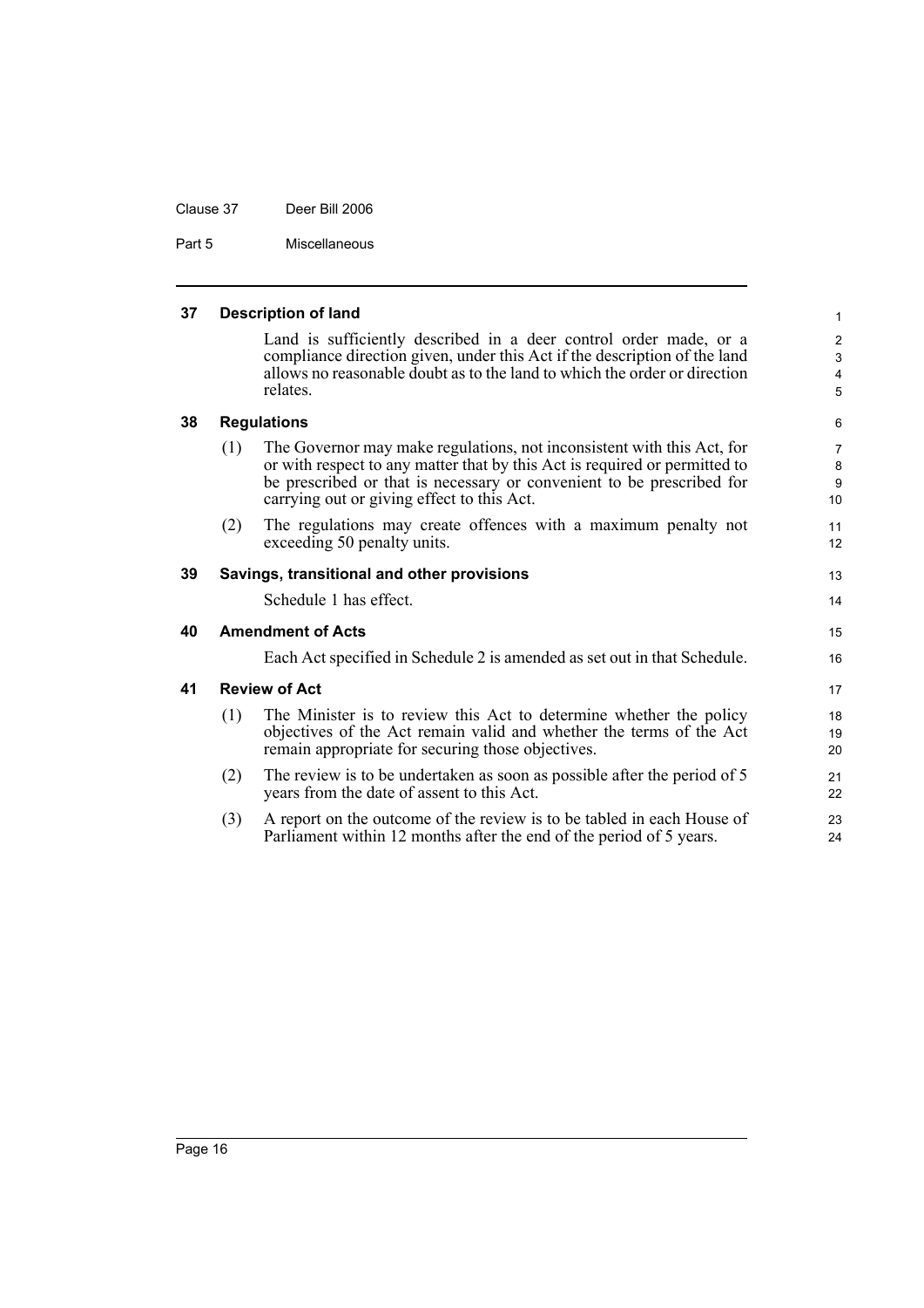## 37 Description of land

Land is sufficiently described in a deer control order made, or a compliance direction given, under this Act if the description of the land allows no reasonable doubt as to the land to which the order or direction relates.

## 38 Regulations

(1) The Governor may make regulations, not inconsistent with this Act, for or with respect to any matter that by this Act is required or permitted to be prescribed or that is necessary or convenient to be prescribed for carrying out or giving effect to this Act.

(2) The regulations may create offences with a maximum penalty not exceeding 50 penalty units.

## 39 Savings, transitional and other provisions

Schedule 1 has effect.

## 40 Amendment of Acts

Each Act specified in Schedule 2 is amended as set out in that Schedule.

## 41 Review of Act

(1) The Minister is to review this Act to determine whether the policy objectives of the Act remain valid and whether the terms of the Act remain appropriate for securing those objectives.

(2) The review is to be undertaken as soon as possible after the period of 5 years from the date of assent to this Act.

(3) A report on the outcome of the review is to be tabled in each House of Parliament within 12 months after the end of the period of 5 years.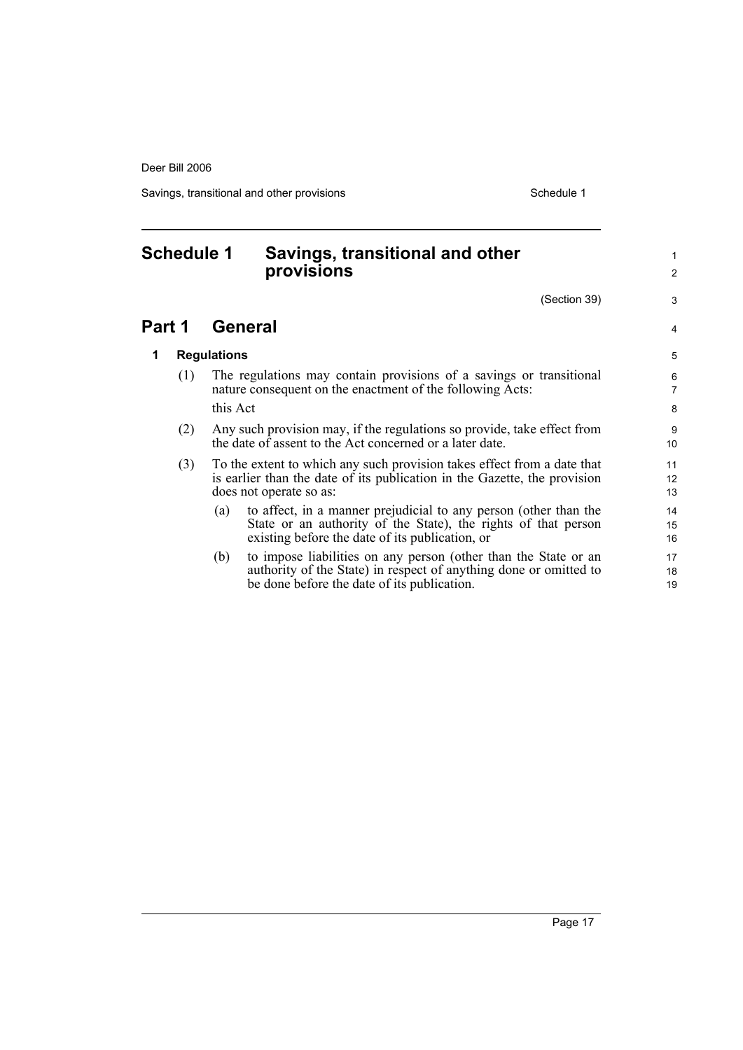# Schedule 1 Savings, transitional and other provisions

(Section 39)

## Part 1 General

### 1 Regulations

(1) The regulations may contain provisions of a savings or transitional nature consequent on the enactment of the following Acts:

this Act

(2) Any such provision may, if the regulations so provide, take effect from the date of assent to the Act concerned or a later date.

(3) To the extent to which any such provision takes effect from a date that is earlier than the date of its publication in the Gazette, the provision does not operate so as:

(a) to affect, in a manner prejudicial to any person (other than the State or an authority of the State), the rights of that person existing before the date of its publication, or

(b) to impose liabilities on any person (other than the State or an authority of the State) in respect of anything done or omitted to be done before the date of its publication.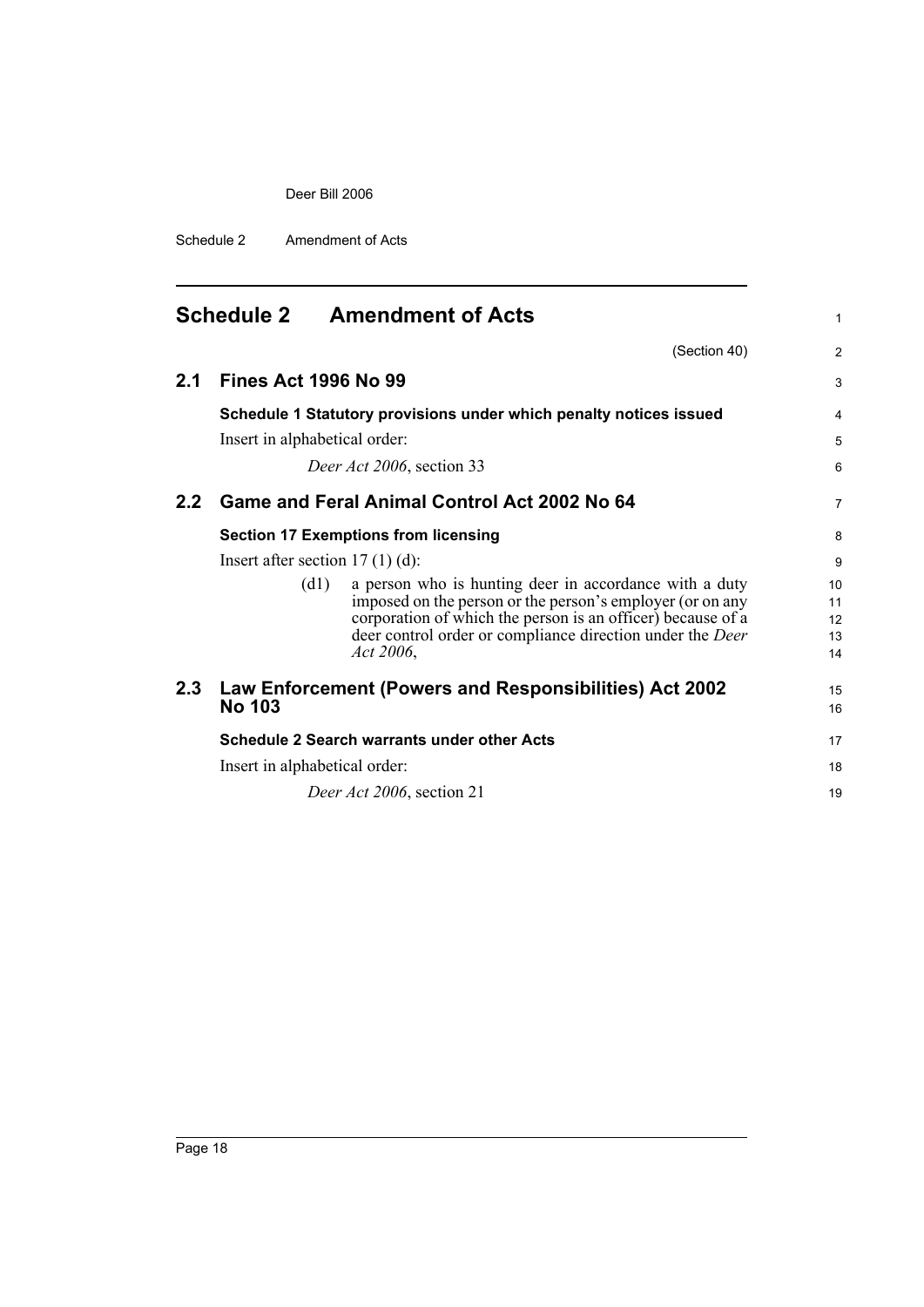# Schedule 2 Amendment of Acts

(Section 40)

## 2.1 Fines Act 1996 No 99

### Schedule 1 Statutory provisions under which penalty notices issued

Insert in alphabetical order:

*Deer Act 2006*, section 33

## 2.2 Game and Feral Animal Control Act 2002 No 64

### Section 17 Exemptions from licensing

Insert after section 17 (1) (d):

(d1) a person who is hunting deer in accordance with a duty imposed on the person or the person's employer (or on any corporation of which the person is an officer) because of a deer control order or compliance direction under the *Deer Act 2006*,

## 2.3 Law Enforcement (Powers and Responsibilities) Act 2002 No 103

### Schedule 2 Search warrants under other Acts

Insert in alphabetical order:

*Deer Act 2006*, section 21